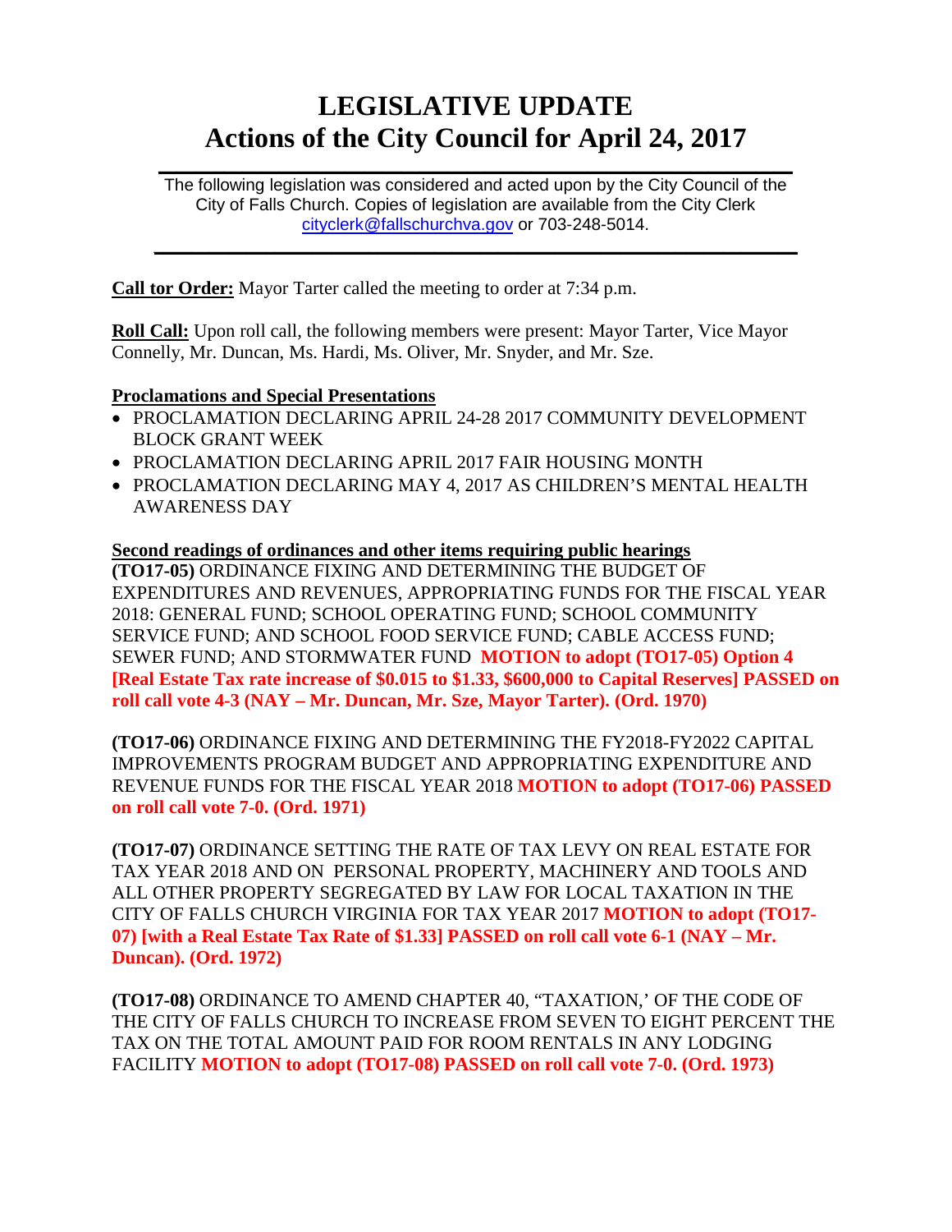# LEGISLATIVE UPDATE
# Actions of the City Council for April 24, 2017

The following legislation was considered and acted upon by the City Council of the City of Falls Church. Copies of legislation are available from the City Clerk cityclerk@fallschurchva.gov or 703-248-5014.

---

**Call tor Order:** Mayor Tarter called the meeting to order at 7:34 p.m.

**Roll Call:** Upon roll call, the following members were present: Mayor Tarter, Vice Mayor Connelly, Mr. Duncan, Ms. Hardi, Ms. Oliver, Mr. Snyder, and Mr. Sze.

**Proclamations and Special Presentations**

- PROCLAMATION DECLARING APRIL 24-28 2017 COMMUNITY DEVELOPMENT BLOCK GRANT WEEK
- PROCLAMATION DECLARING APRIL 2017 FAIR HOUSING MONTH
- PROCLAMATION DECLARING MAY 4, 2017 AS CHILDREN'S MENTAL HEALTH AWARENESS DAY

**Second readings of ordinances and other items requiring public hearings**

**(TO17-05)** ORDINANCE FIXING AND DETERMINING THE BUDGET OF EXPENDITURES AND REVENUES, APPROPRIATING FUNDS FOR THE FISCAL YEAR 2018: GENERAL FUND; SCHOOL OPERATING FUND; SCHOOL COMMUNITY SERVICE FUND; AND SCHOOL FOOD SERVICE FUND; CABLE ACCESS FUND; SEWER FUND; AND STORMWATER FUND **MOTION to adopt (TO17-05) Option 4 [Real Estate Tax rate increase of $0.015 to $1.33, $600,000 to Capital Reserves] PASSED on roll call vote 4-3 (NAY – Mr. Duncan, Mr. Sze, Mayor Tarter). (Ord. 1970)**

**(TO17-06)** ORDINANCE FIXING AND DETERMINING THE FY2018-FY2022 CAPITAL IMPROVEMENTS PROGRAM BUDGET AND APPROPRIATING EXPENDITURE AND REVENUE FUNDS FOR THE FISCAL YEAR 2018 **MOTION to adopt (TO17-06) PASSED on roll call vote 7-0. (Ord. 1971)**

**(TO17-07)** ORDINANCE SETTING THE RATE OF TAX LEVY ON REAL ESTATE FOR TAX YEAR 2018 AND ON PERSONAL PROPERTY, MACHINERY AND TOOLS AND ALL OTHER PROPERTY SEGREGATED BY LAW FOR LOCAL TAXATION IN THE CITY OF FALLS CHURCH VIRGINIA FOR TAX YEAR 2017 **MOTION to adopt (TO17-07) [with a Real Estate Tax Rate of $1.33] PASSED on roll call vote 6-1 (NAY – Mr. Duncan). (Ord. 1972)**

**(TO17-08)** ORDINANCE TO AMEND CHAPTER 40, "TAXATION,' OF THE CODE OF THE CITY OF FALLS CHURCH TO INCREASE FROM SEVEN TO EIGHT PERCENT THE TAX ON THE TOTAL AMOUNT PAID FOR ROOM RENTALS IN ANY LODGING FACILITY **MOTION to adopt (TO17-08) PASSED on roll call vote 7-0. (Ord. 1973)**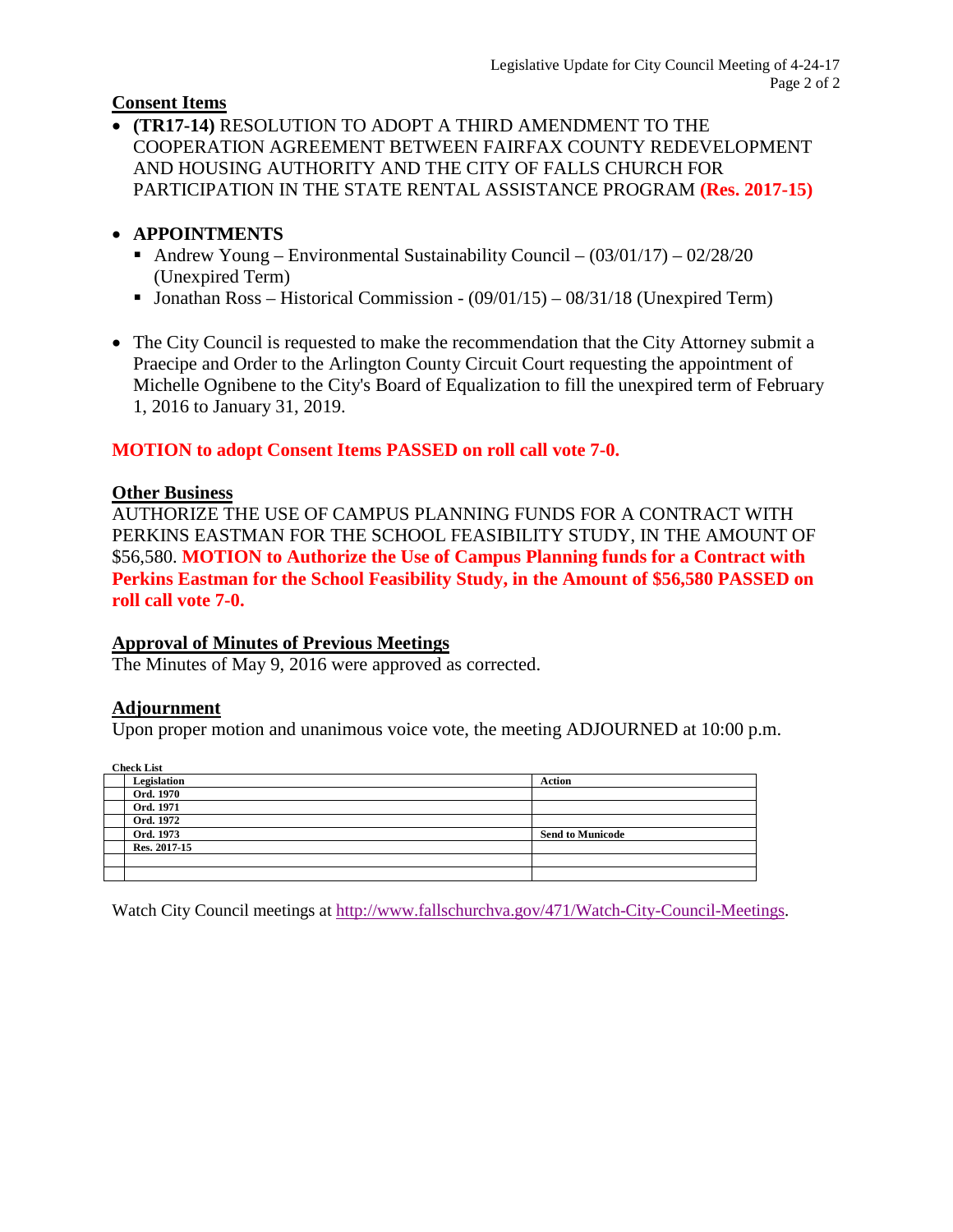## Consent Items

- **(TR17-14)** RESOLUTION TO ADOPT A THIRD AMENDMENT TO THE COOPERATION AGREEMENT BETWEEN FAIRFAX COUNTY REDEVELOPMENT AND HOUSING AUTHORITY AND THE CITY OF FALLS CHURCH FOR PARTICIPATION IN THE STATE RENTAL ASSISTANCE PROGRAM **(Res. 2017-15)**

- **APPOINTMENTS**
  - Andrew Young – Environmental Sustainability Council – (03/01/17) – 02/28/20 (Unexpired Term)
  - Jonathan Ross – Historical Commission - (09/01/15) – 08/31/18 (Unexpired Term)

- The City Council is requested to make the recommendation that the City Attorney submit a Praecipe and Order to the Arlington County Circuit Court requesting the appointment of Michelle Ognibene to the City's Board of Equalization to fill the unexpired term of February 1, 2016 to January 31, 2019.

**MOTION to adopt Consent Items PASSED on roll call vote 7-0.**

## Other Business

AUTHORIZE THE USE OF CAMPUS PLANNING FUNDS FOR A CONTRACT WITH PERKINS EASTMAN FOR THE SCHOOL FEASIBILITY STUDY, IN THE AMOUNT OF $56,580. **MOTION to Authorize the Use of Campus Planning funds for a Contract with Perkins Eastman for the School Feasibility Study, in the Amount of $56,580 PASSED on roll call vote 7-0.**

## Approval of Minutes of Previous Meetings

The Minutes of May 9, 2016 were approved as corrected.

## Adjournment

Upon proper motion and unanimous voice vote, the meeting ADJOURNED at 10:00 p.m.

**Check List**

| | Legislation | Action |
|---|---|---|
| | Ord. 1970 | |
| | Ord. 1971 | |
| | Ord. 1972 | |
| | Ord. 1973 | Send to Municode |
| | Res. 2017-15 | |
| | | |
| | | |

Watch City Council meetings at http://www.fallschurchva.gov/471/Watch-City-Council-Meetings.